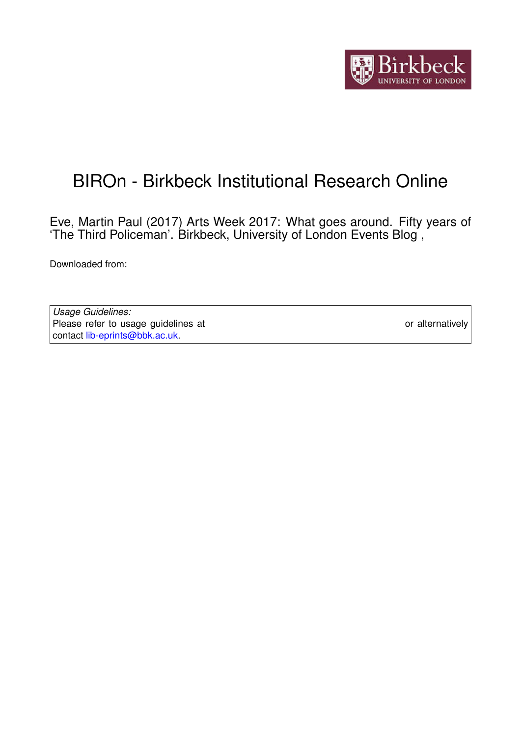# BIROn - Birkbeck Institutional Research Online

Eve, Martin Paul (2017) Arts Week 2017: What goes around. Fifty years of 'The Third Policeman'. Birkbeck, University of London Events Blog ,

Downloaded from:

*Usage Guidelines:*
Please refer to usage guidelines at or alternatively contact lib-eprints@bbk.ac.uk.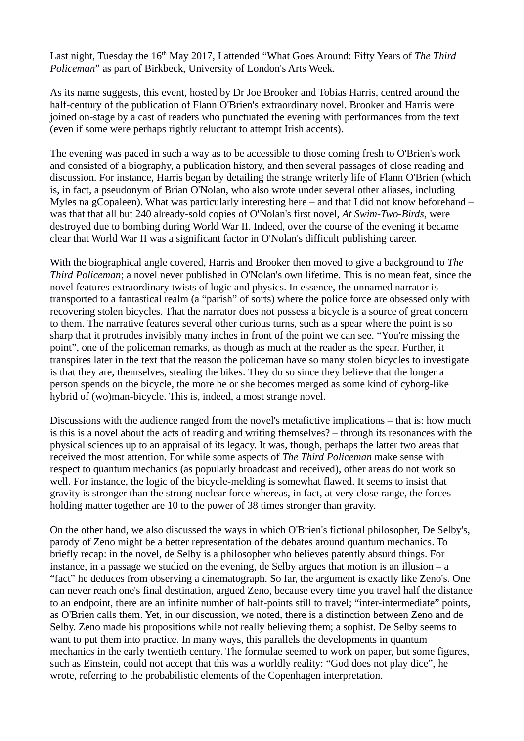Last night, Tuesday the 16th May 2017, I attended "What Goes Around: Fifty Years of *The Third Policeman*" as part of Birkbeck, University of London's Arts Week.

As its name suggests, this event, hosted by Dr Joe Brooker and Tobias Harris, centred around the half-century of the publication of Flann O'Brien's extraordinary novel. Brooker and Harris were joined on-stage by a cast of readers who punctuated the evening with performances from the text (even if some were perhaps rightly reluctant to attempt Irish accents).

The evening was paced in such a way as to be accessible to those coming fresh to O'Brien's work and consisted of a biography, a publication history, and then several passages of close reading and discussion. For instance, Harris began by detailing the strange writerly life of Flann O'Brien (which is, in fact, a pseudonym of Brian O'Nolan, who also wrote under several other aliases, including Myles na gCopaleen). What was particularly interesting here – and that I did not know beforehand – was that that all but 240 already-sold copies of O'Nolan's first novel, *At Swim-Two-Birds*, were destroyed due to bombing during World War II. Indeed, over the course of the evening it became clear that World War II was a significant factor in O'Nolan's difficult publishing career.

With the biographical angle covered, Harris and Brooker then moved to give a background to *The Third Policeman*; a novel never published in O'Nolan's own lifetime. This is no mean feat, since the novel features extraordinary twists of logic and physics. In essence, the unnamed narrator is transported to a fantastical realm (a "parish" of sorts) where the police force are obsessed only with recovering stolen bicycles. That the narrator does not possess a bicycle is a source of great concern to them. The narrative features several other curious turns, such as a spear where the point is so sharp that it protrudes invisibly many inches in front of the point we can see. "You're missing the point", one of the policeman remarks, as though as much at the reader as the spear. Further, it transpires later in the text that the reason the policeman have so many stolen bicycles to investigate is that they are, themselves, stealing the bikes. They do so since they believe that the longer a person spends on the bicycle, the more he or she becomes merged as some kind of cyborg-like hybrid of (wo)man-bicycle. This is, indeed, a most strange novel.

Discussions with the audience ranged from the novel's metafictive implications – that is: how much is this is a novel about the acts of reading and writing themselves? – through its resonances with the physical sciences up to an appraisal of its legacy. It was, though, perhaps the latter two areas that received the most attention. For while some aspects of *The Third Policeman* make sense with respect to quantum mechanics (as popularly broadcast and received), other areas do not work so well. For instance, the logic of the bicycle-melding is somewhat flawed. It seems to insist that gravity is stronger than the strong nuclear force whereas, in fact, at very close range, the forces holding matter together are 10 to the power of 38 times stronger than gravity.

On the other hand, we also discussed the ways in which O'Brien's fictional philosopher, De Selby's, parody of Zeno might be a better representation of the debates around quantum mechanics. To briefly recap: in the novel, de Selby is a philosopher who believes patently absurd things. For instance, in a passage we studied on the evening, de Selby argues that motion is an illusion – a "fact" he deduces from observing a cinematograph. So far, the argument is exactly like Zeno's. One can never reach one's final destination, argued Zeno, because every time you travel half the distance to an endpoint, there are an infinite number of half-points still to travel; "inter-intermediate" points, as O'Brien calls them. Yet, in our discussion, we noted, there is a distinction between Zeno and de Selby. Zeno made his propositions while not really believing them; a sophist. De Selby seems to want to put them into practice. In many ways, this parallels the developments in quantum mechanics in the early twentieth century. The formulae seemed to work on paper, but some figures, such as Einstein, could not accept that this was a worldly reality: "God does not play dice", he wrote, referring to the probabilistic elements of the Copenhagen interpretation.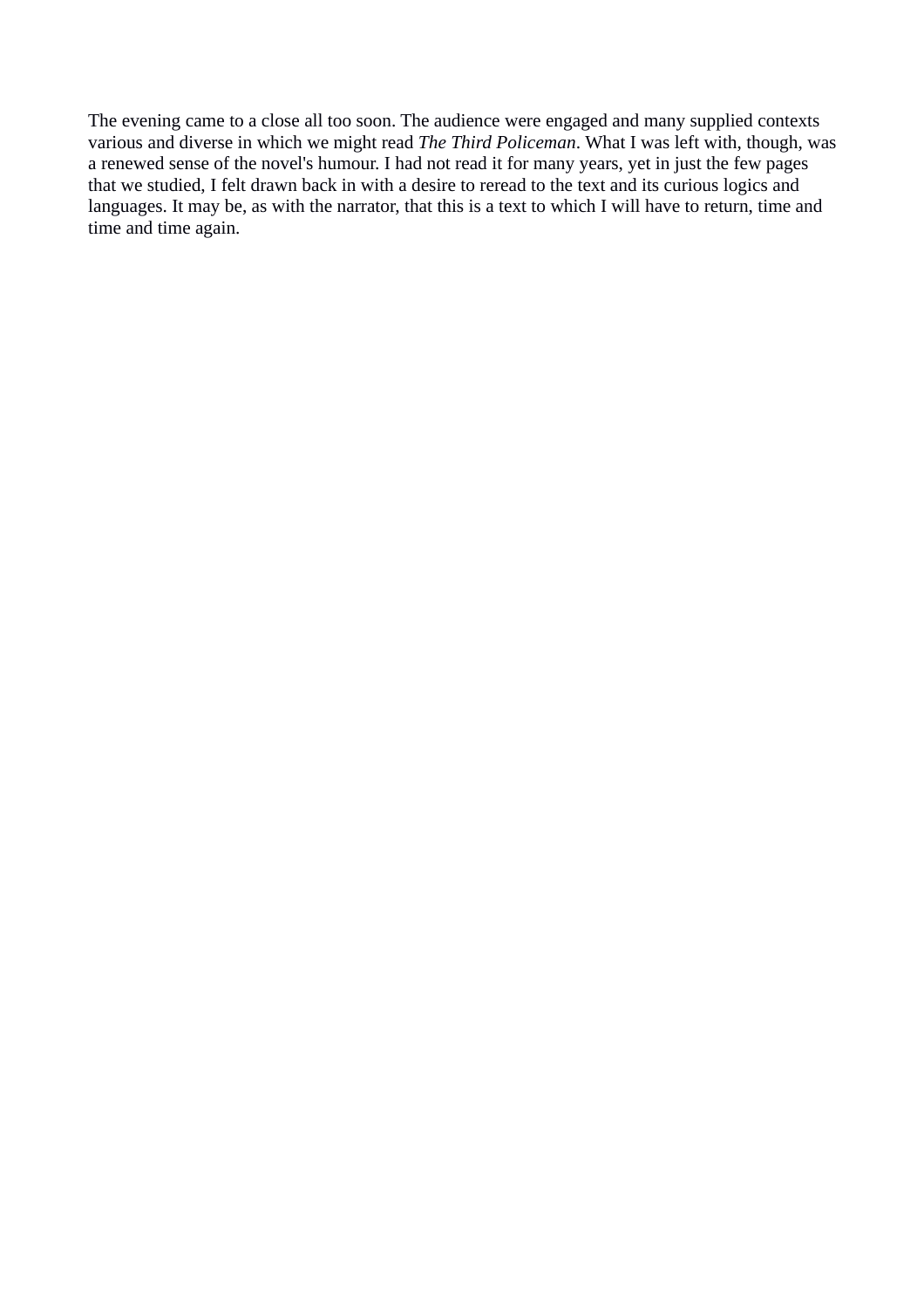The evening came to a close all too soon. The audience were engaged and many supplied contexts various and diverse in which we might read *The Third Policeman*. What I was left with, though, was a renewed sense of the novel's humour. I had not read it for many years, yet in just the few pages that we studied, I felt drawn back in with a desire to reread to the text and its curious logics and languages. It may be, as with the narrator, that this is a text to which I will have to return, time and time and time again.